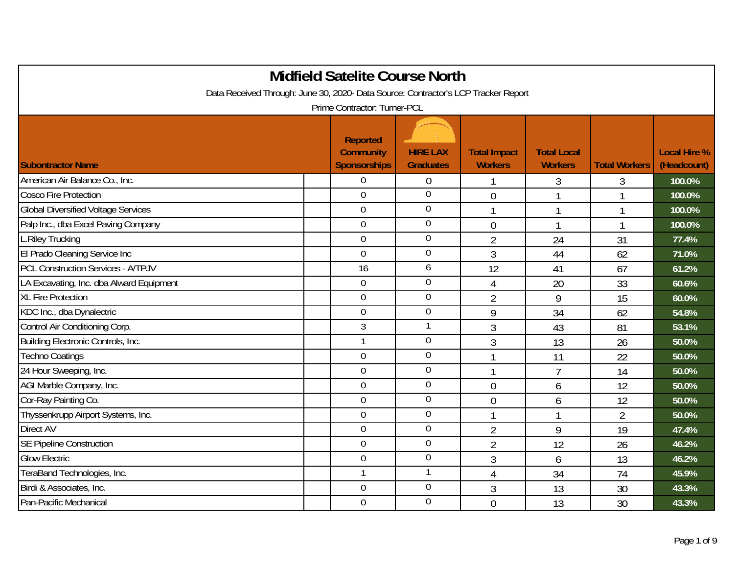# Midfield Satelite Course North

Data Received Through: June 30, 2020- Data Source: Contractor's LCP Tracker Report

Prime Contractor: Turner-PCL

| Subontractor Name | Reported Community Sponsorships | HIRE LAX Graduates | Total Impact Workers | Total Local Workers | Total Workers | Local Hire % (Headcount) |
|---|---|---|---|---|---|---|
| American Air Balance Co., Inc. | 0 | 0 | 1 | 3 | 3 | 100.0% |
| Cosco Fire Protection | 0 | 0 | 0 | 1 | 1 | 100.0% |
| Global Diversified Voltage Services | 0 | 0 | 1 | 1 | 1 | 100.0% |
| Palp Inc., dba Excel Paving Company | 0 | 0 | 0 | 1 | 1 | 100.0% |
| L.Riley Trucking | 0 | 0 | 2 | 24 | 31 | 77.4% |
| El Prado Cleaning Service Inc | 0 | 0 | 3 | 44 | 62 | 71.0% |
| PCL Construction Services - A/TPJV | 16 | 6 | 12 | 41 | 67 | 61.2% |
| LA Excavating, Inc. dba Alward Equipment | 0 | 0 | 4 | 20 | 33 | 60.6% |
| XL Fire Protection | 0 | 0 | 2 | 9 | 15 | 60.0% |
| KDC Inc., dba Dynalectric | 0 | 0 | 9 | 34 | 62 | 54.8% |
| Control Air Conditioning Corp. | 3 | 1 | 3 | 43 | 81 | 53.1% |
| Building Electronic Controls, Inc. | 1 | 0 | 3 | 13 | 26 | 50.0% |
| Techno Coatings | 0 | 0 | 1 | 11 | 22 | 50.0% |
| 24 Hour Sweeping, Inc. | 0 | 0 | 1 | 7 | 14 | 50.0% |
| AGI Marble Company, Inc. | 0 | 0 | 0 | 6 | 12 | 50.0% |
| Cor-Ray Painting Co. | 0 | 0 | 0 | 6 | 12 | 50.0% |
| Thyssenkrupp Airport Systems, Inc. | 0 | 0 | 1 | 1 | 2 | 50.0% |
| Direct AV | 0 | 0 | 2 | 9 | 19 | 47.4% |
| SE Pipeline Construction | 0 | 0 | 2 | 12 | 26 | 46.2% |
| Glow Electric | 0 | 0 | 3 | 6 | 13 | 46.2% |
| TeraBand Technologies, Inc. | 1 | 1 | 4 | 34 | 74 | 45.9% |
| Birdi & Associates, Inc. | 0 | 0 | 3 | 13 | 30 | 43.3% |
| Pan-Pacific Mechanical | 0 | 0 | 0 | 13 | 30 | 43.3% |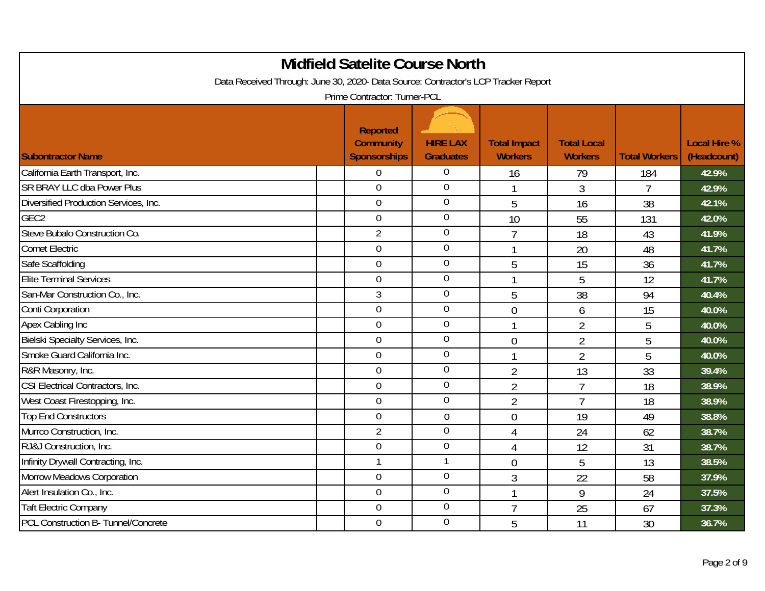# Midfield Satelite Course North

Data Received Through: June 30, 2020- Data Source: Contractor's LCP Tracker Report

Prime Contractor: Turner-PCL

| Subontractor Name | | Reported Community Sponsorships | HIRE LAX Graduates | Total Impact Workers | Total Local Workers | Total Workers | Local Hire % (Headcount) |
|---|---|---|---|---|---|---|---|
| California Earth Transport, Inc. | | 0 | 0 | 16 | 79 | 184 | 42.9% |
| SR BRAY LLC dba Power Plus | | 0 | 0 | 1 | 3 | 7 | 42.9% |
| Diversified Production Services, Inc. | | 0 | 0 | 5 | 16 | 38 | 42.1% |
| GEC2 | | 0 | 0 | 10 | 55 | 131 | 42.0% |
| Steve Bubalo Construction Co. | | 2 | 0 | 7 | 18 | 43 | 41.9% |
| Comet Electric | | 0 | 0 | 1 | 20 | 48 | 41.7% |
| Safe Scaffolding | | 0 | 0 | 5 | 15 | 36 | 41.7% |
| Elite Terminal Services | | 0 | 0 | 1 | 5 | 12 | 41.7% |
| San-Mar Construction Co., Inc. | | 3 | 0 | 5 | 38 | 94 | 40.4% |
| Conti Corporation | | 0 | 0 | 0 | 6 | 15 | 40.0% |
| Apex Cabling Inc | | 0 | 0 | 1 | 2 | 5 | 40.0% |
| Bielski Specialty Services, Inc. | | 0 | 0 | 0 | 2 | 5 | 40.0% |
| Smoke Guard California Inc. | | 0 | 0 | 1 | 2 | 5 | 40.0% |
| R&R Masonry, Inc. | | 0 | 0 | 2 | 13 | 33 | 39.4% |
| CSI Electrical Contractors, Inc. | | 0 | 0 | 2 | 7 | 18 | 38.9% |
| West Coast Firestopping, Inc. | | 0 | 0 | 2 | 7 | 18 | 38.9% |
| Top End Constructors | | 0 | 0 | 0 | 19 | 49 | 38.8% |
| Murrco Construction, Inc. | | 2 | 0 | 4 | 24 | 62 | 38.7% |
| RJ&J Construction, Inc. | | 0 | 0 | 4 | 12 | 31 | 38.7% |
| Infinity Drywall Contracting, Inc. | | 1 | 1 | 0 | 5 | 13 | 38.5% |
| Morrow Meadows Corporation | | 0 | 0 | 3 | 22 | 58 | 37.9% |
| Alert Insulation Co., Inc. | | 0 | 0 | 1 | 9 | 24 | 37.5% |
| Taft Electric Company | | 0 | 0 | 7 | 25 | 67 | 37.3% |
| PCL Construction B- Tunnel/Concrete | | 0 | 0 | 5 | 11 | 30 | 36.7% |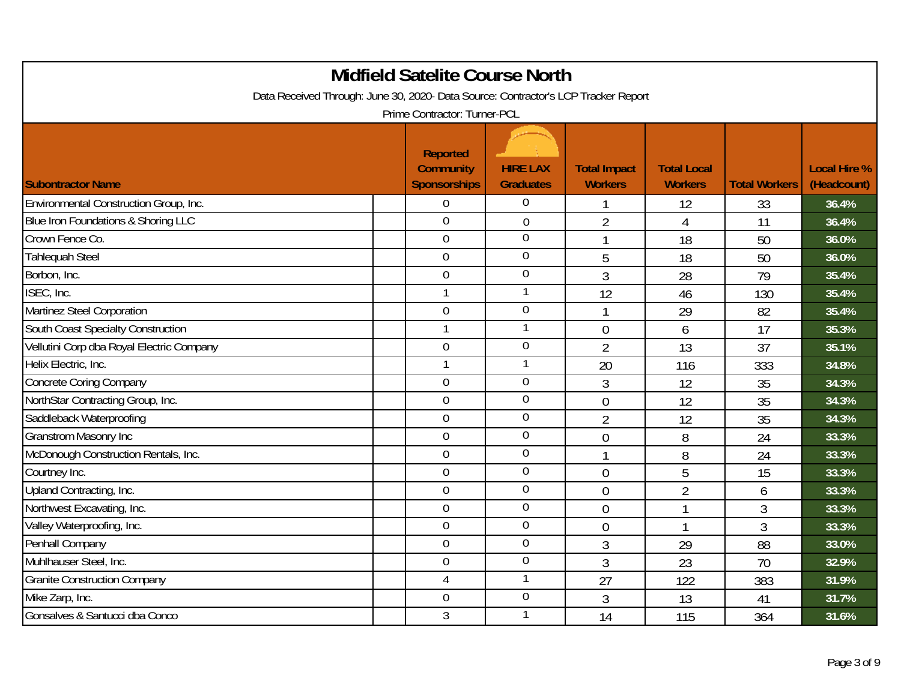# Midfield Satelite Course North

Data Received Through: June 30, 2020- Data Source: Contractor's LCP Tracker Report

Prime Contractor: Turner-PCL

| Subontractor Name | Reported Community Sponsorships | HIRE LAX Graduates | Total Impact Workers | Total Local Workers | Total Workers | Local Hire % (Headcount) |
|---|---|---|---|---|---|---|
| Environmental Construction Group, Inc. | 0 | 0 | 1 | 12 | 33 | 36.4% |
| Blue Iron Foundations & Shoring LLC | 0 | 0 | 2 | 4 | 11 | 36.4% |
| Crown Fence Co. | 0 | 0 | 1 | 18 | 50 | 36.0% |
| Tahlequah Steel | 0 | 0 | 5 | 18 | 50 | 36.0% |
| Borbon, Inc. | 0 | 0 | 3 | 28 | 79 | 35.4% |
| ISEC, Inc. | 1 | 1 | 12 | 46 | 130 | 35.4% |
| Martinez Steel Corporation | 0 | 0 | 1 | 29 | 82 | 35.4% |
| South Coast Specialty Construction | 1 | 1 | 0 | 6 | 17 | 35.3% |
| Vellutini Corp dba Royal Electric Company | 0 | 0 | 2 | 13 | 37 | 35.1% |
| Helix Electric, Inc. | 1 | 1 | 20 | 116 | 333 | 34.8% |
| Concrete Coring Company | 0 | 0 | 3 | 12 | 35 | 34.3% |
| NorthStar Contracting Group, Inc. | 0 | 0 | 0 | 12 | 35 | 34.3% |
| Saddleback Waterproofing | 0 | 0 | 2 | 12 | 35 | 34.3% |
| Granstrom Masonry Inc | 0 | 0 | 0 | 8 | 24 | 33.3% |
| McDonough Construction Rentals, Inc. | 0 | 0 | 1 | 8 | 24 | 33.3% |
| Courtney Inc. | 0 | 0 | 0 | 5 | 15 | 33.3% |
| Upland Contracting, Inc. | 0 | 0 | 0 | 2 | 6 | 33.3% |
| Northwest Excavating, Inc. | 0 | 0 | 0 | 1 | 3 | 33.3% |
| Valley Waterproofing, Inc. | 0 | 0 | 0 | 1 | 3 | 33.3% |
| Penhall Company | 0 | 0 | 3 | 29 | 88 | 33.0% |
| Muhlhauser Steel, Inc. | 0 | 0 | 3 | 23 | 70 | 32.9% |
| Granite Construction Company | 4 | 1 | 27 | 122 | 383 | 31.9% |
| Mike Zarp, Inc. | 0 | 0 | 3 | 13 | 41 | 31.7% |
| Gonsalves & Santucci dba Conco | 3 | 1 | 14 | 115 | 364 | 31.6% |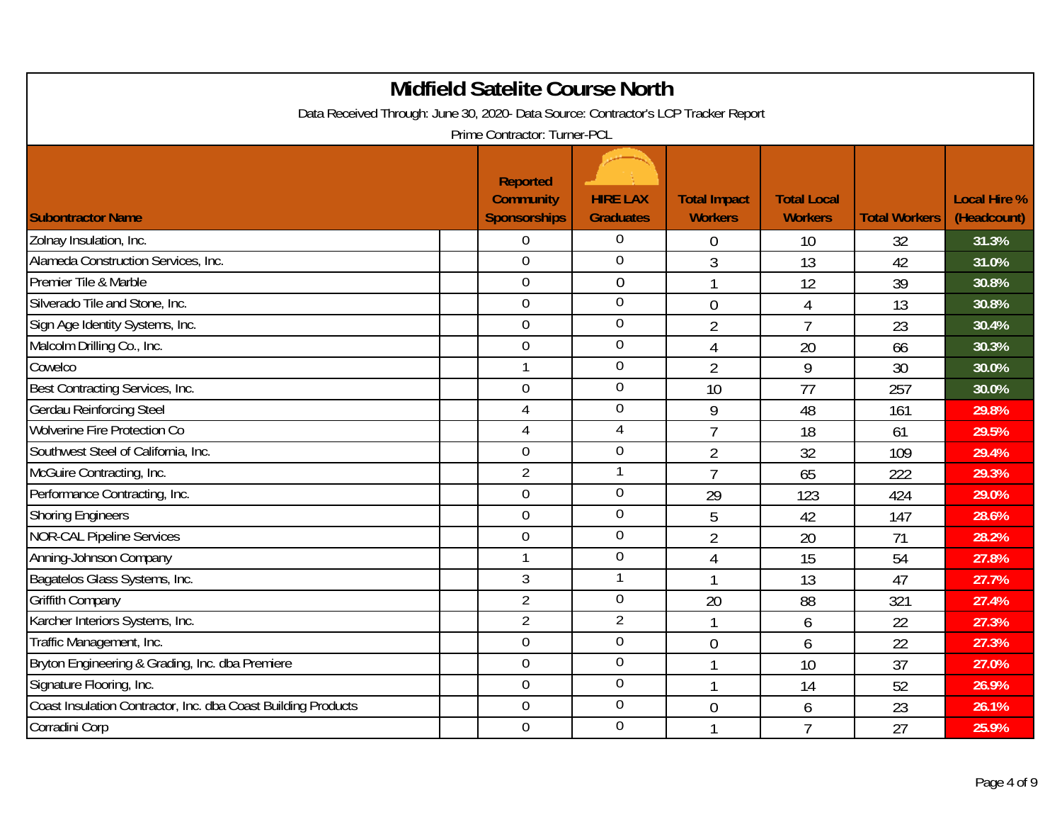# Midfield Satelite Course North

Data Received Through: June 30, 2020- Data Source: Contractor's LCP Tracker Report

Prime Contractor: Turner-PCL

| Subontractor Name | Reported Community Sponsorships | HIRE LAX Graduates | Total Impact Workers | Total Local Workers | Total Workers | Local Hire % (Headcount) |
|---|---|---|---|---|---|---|
| Zolnay Insulation, Inc. | 0 | 0 | 0 | 10 | 32 | 31.3% |
| Alameda Construction Services, Inc. | 0 | 0 | 3 | 13 | 42 | 31.0% |
| Premier Tile & Marble | 0 | 0 | 1 | 12 | 39 | 30.8% |
| Silverado Tile and Stone, Inc. | 0 | 0 | 0 | 4 | 13 | 30.8% |
| Sign Age Identity Systems, Inc. | 0 | 0 | 2 | 7 | 23 | 30.4% |
| Malcolm Drilling Co., Inc. | 0 | 0 | 4 | 20 | 66 | 30.3% |
| Cowelco | 1 | 0 | 2 | 9 | 30 | 30.0% |
| Best Contracting Services, Inc. | 0 | 0 | 10 | 77 | 257 | 30.0% |
| Gerdau Reinforcing Steel | 4 | 0 | 9 | 48 | 161 | 29.8% |
| Wolverine Fire Protection Co | 4 | 4 | 7 | 18 | 61 | 29.5% |
| Southwest Steel of California, Inc. | 0 | 0 | 2 | 32 | 109 | 29.4% |
| McGuire Contracting, Inc. | 2 | 1 | 7 | 65 | 222 | 29.3% |
| Performance Contracting, Inc. | 0 | 0 | 29 | 123 | 424 | 29.0% |
| Shoring Engineers | 0 | 0 | 5 | 42 | 147 | 28.6% |
| NOR-CAL Pipeline Services | 0 | 0 | 2 | 20 | 71 | 28.2% |
| Anning-Johnson Company | 1 | 0 | 4 | 15 | 54 | 27.8% |
| Bagatelos Glass Systems, Inc. | 3 | 1 | 1 | 13 | 47 | 27.7% |
| Griffith Company | 2 | 0 | 20 | 88 | 321 | 27.4% |
| Karcher Interiors Systems, Inc. | 2 | 2 | 1 | 6 | 22 | 27.3% |
| Traffic Management, Inc. | 0 | 0 | 0 | 6 | 22 | 27.3% |
| Bryton Engineering & Grading, Inc. dba Premiere | 0 | 0 | 1 | 10 | 37 | 27.0% |
| Signature Flooring, Inc. | 0 | 0 | 1 | 14 | 52 | 26.9% |
| Coast Insulation Contractor, Inc. dba Coast Building Products | 0 | 0 | 0 | 6 | 23 | 26.1% |
| Corradini Corp | 0 | 0 | 1 | 7 | 27 | 25.9% |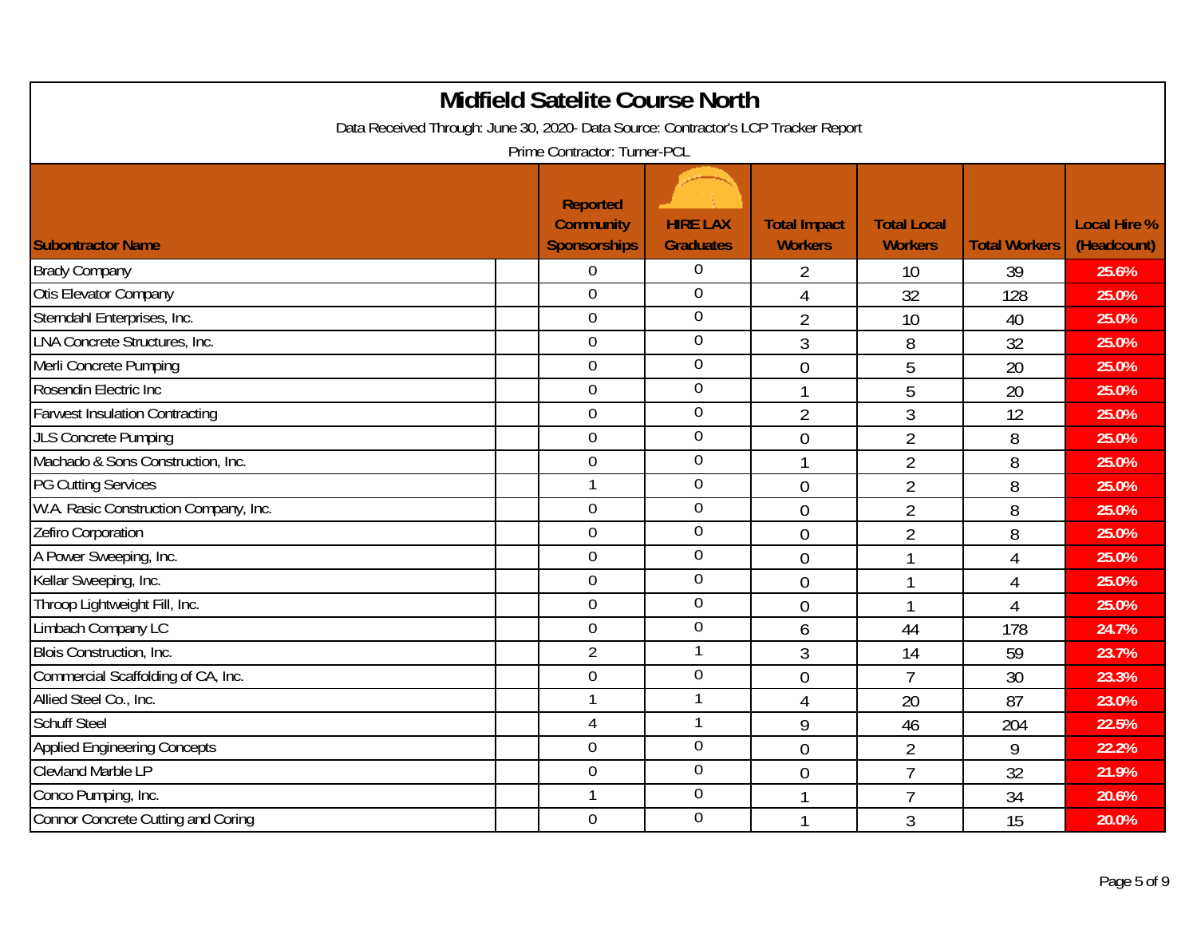# Midfield Satelite Course North

Data Received Through: June 30, 2020- Data Source: Contractor's LCP Tracker Report

Prime Contractor: Turner-PCL

| Subontractor Name | Reported Community Sponsorships | HIRE LAX Graduates | Total Impact Workers | Total Local Workers | Total Workers | Local Hire % (Headcount) |
|---|---|---|---|---|---|---|
| Brady Company | 0 | 0 | 2 | 10 | 39 | 25.6% |
| Otis Elevator Company | 0 | 0 | 4 | 32 | 128 | 25.0% |
| Sterndahl Enterprises, Inc. | 0 | 0 | 2 | 10 | 40 | 25.0% |
| LNA Concrete Structures, Inc. | 0 | 0 | 3 | 8 | 32 | 25.0% |
| Merli Concrete Pumping | 0 | 0 | 0 | 5 | 20 | 25.0% |
| Rosendin Electric Inc | 0 | 0 | 1 | 5 | 20 | 25.0% |
| Farwest Insulation Contracting | 0 | 0 | 2 | 3 | 12 | 25.0% |
| JLS Concrete Pumping | 0 | 0 | 0 | 2 | 8 | 25.0% |
| Machado & Sons Construction, Inc. | 0 | 0 | 1 | 2 | 8 | 25.0% |
| PG Cutting Services | 1 | 0 | 0 | 2 | 8 | 25.0% |
| W.A. Rasic Construction Company, Inc. | 0 | 0 | 0 | 2 | 8 | 25.0% |
| Zefiro Corporation | 0 | 0 | 0 | 2 | 8 | 25.0% |
| A Power Sweeping, Inc. | 0 | 0 | 0 | 1 | 4 | 25.0% |
| Kellar Sweeping, Inc. | 0 | 0 | 0 | 1 | 4 | 25.0% |
| Throop Lightweight Fill, Inc. | 0 | 0 | 0 | 1 | 4 | 25.0% |
| Limbach Company LC | 0 | 0 | 6 | 44 | 178 | 24.7% |
| Blois Construction, Inc. | 2 | 1 | 3 | 14 | 59 | 23.7% |
| Commercial Scaffolding of CA, Inc. | 0 | 0 | 0 | 7 | 30 | 23.3% |
| Allied Steel Co., Inc. | 1 | 1 | 4 | 20 | 87 | 23.0% |
| Schuff Steel | 4 | 1 | 9 | 46 | 204 | 22.5% |
| Applied Engineering Concepts | 0 | 0 | 0 | 2 | 9 | 22.2% |
| Clevland Marble LP | 0 | 0 | 0 | 7 | 32 | 21.9% |
| Conco Pumping, Inc. | 1 | 0 | 1 | 7 | 34 | 20.6% |
| Connor Concrete Cutting and Coring | 0 | 0 | 1 | 3 | 15 | 20.0% |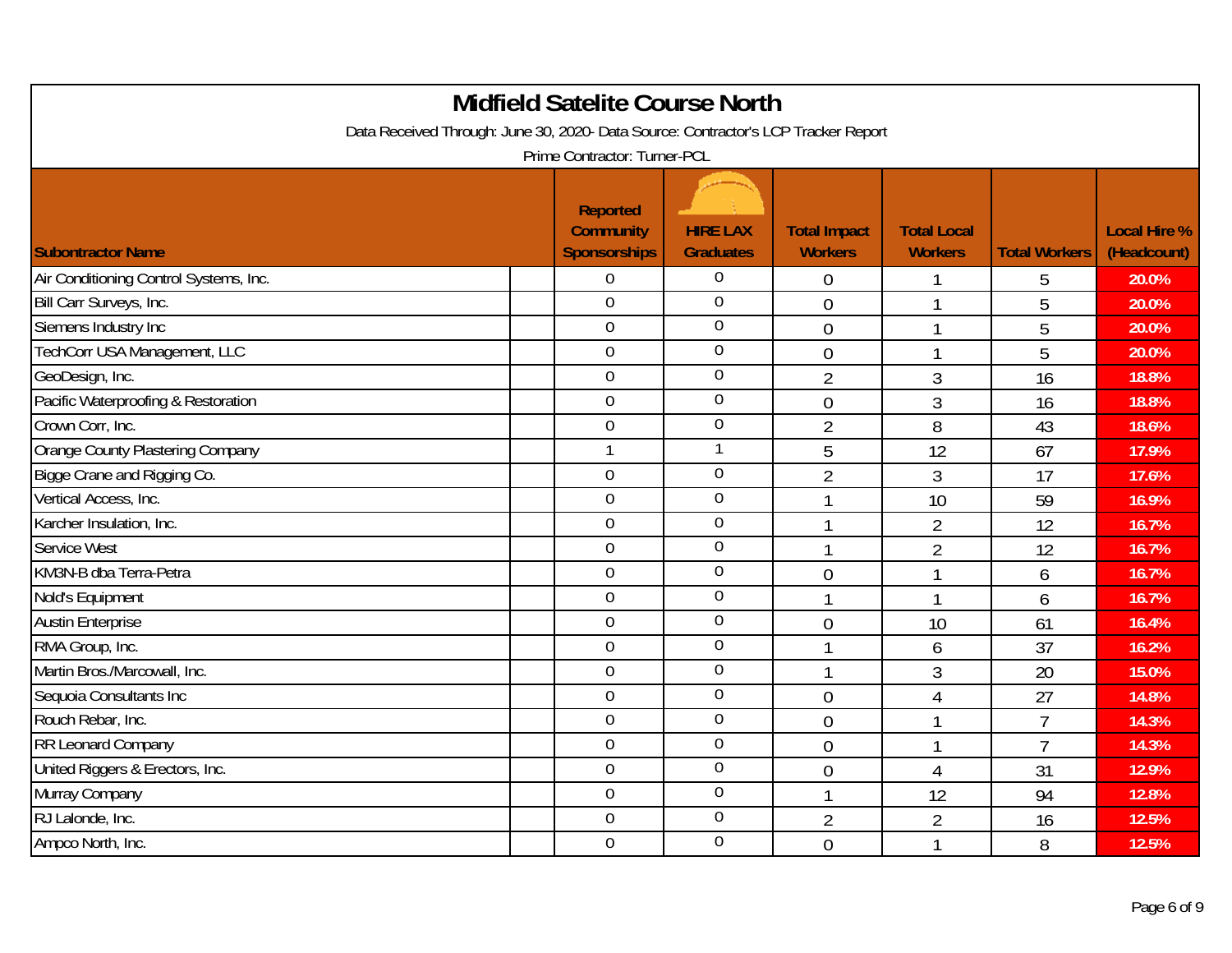# Midfield Satelite Course North

Data Received Through: June 30, 2020- Data Source: Contractor's LCP Tracker Report

Prime Contractor: Turner-PCL

| Subontractor Name | Reported Community Sponsorships | HIRE LAX Graduates | Total Impact Workers | Total Local Workers | Total Workers | Local Hire % (Headcount) |
|---|---|---|---|---|---|---|
| Air Conditioning Control Systems, Inc. | 0 | 0 | 0 | 1 | 5 | 20.0% |
| Bill Carr Surveys, Inc. | 0 | 0 | 0 | 1 | 5 | 20.0% |
| Siemens Industry Inc | 0 | 0 | 0 | 1 | 5 | 20.0% |
| TechCorr USA Management, LLC | 0 | 0 | 0 | 1 | 5 | 20.0% |
| GeoDesign, Inc. | 0 | 0 | 2 | 3 | 16 | 18.8% |
| Pacific Waterproofing & Restoration | 0 | 0 | 0 | 3 | 16 | 18.8% |
| Crown Corr, Inc. | 0 | 0 | 2 | 8 | 43 | 18.6% |
| Orange County Plastering Company | 1 | 1 | 5 | 12 | 67 | 17.9% |
| Bigge Crane and Rigging Co. | 0 | 0 | 2 | 3 | 17 | 17.6% |
| Vertical Access, Inc. | 0 | 0 | 1 | 10 | 59 | 16.9% |
| Karcher Insulation, Inc. | 0 | 0 | 1 | 2 | 12 | 16.7% |
| Service West | 0 | 0 | 1 | 2 | 12 | 16.7% |
| KM3N-B dba Terra-Petra | 0 | 0 | 0 | 1 | 6 | 16.7% |
| Nold's Equipment | 0 | 0 | 1 | 1 | 6 | 16.7% |
| Austin Enterprise | 0 | 0 | 0 | 10 | 61 | 16.4% |
| RMA Group, Inc. | 0 | 0 | 1 | 6 | 37 | 16.2% |
| Martin Bros./Marcowall, Inc. | 0 | 0 | 1 | 3 | 20 | 15.0% |
| Sequoia Consultants Inc | 0 | 0 | 0 | 4 | 27 | 14.8% |
| Rouch Rebar, Inc. | 0 | 0 | 0 | 1 | 7 | 14.3% |
| RR Leonard Company | 0 | 0 | 0 | 1 | 7 | 14.3% |
| United Riggers & Erectors, Inc. | 0 | 0 | 0 | 4 | 31 | 12.9% |
| Murray Company | 0 | 0 | 1 | 12 | 94 | 12.8% |
| RJ Lalonde, Inc. | 0 | 0 | 2 | 2 | 16 | 12.5% |
| Ampco North, Inc. | 0 | 0 | 0 | 1 | 8 | 12.5% |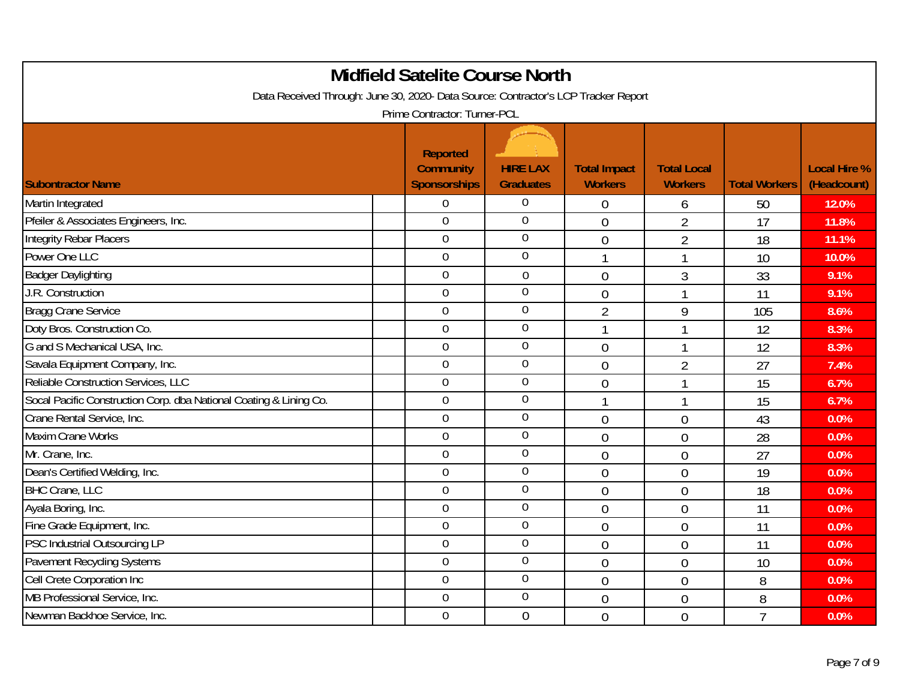# Midfield Satelite Course North

Data Received Through: June 30, 2020- Data Source: Contractor's LCP Tracker Report

Prime Contractor: Turner-PCL

| Subontractor Name | Reported Community Sponsorships | HIRE LAX Graduates | Total Impact Workers | Total Local Workers | Total Workers | Local Hire % (Headcount) |
|---|---|---|---|---|---|---|
| Martin Integrated | 0 | 0 | 0 | 6 | 50 | 12.0% |
| Pfeiler & Associates Engineers, Inc. | 0 | 0 | 0 | 2 | 17 | 11.8% |
| Integrity Rebar Placers | 0 | 0 | 0 | 2 | 18 | 11.1% |
| Power One LLC | 0 | 0 | 1 | 1 | 10 | 10.0% |
| Badger Daylighting | 0 | 0 | 0 | 3 | 33 | 9.1% |
| J.R. Construction | 0 | 0 | 0 | 1 | 11 | 9.1% |
| Bragg Crane Service | 0 | 0 | 2 | 9 | 105 | 8.6% |
| Doty Bros. Construction Co. | 0 | 0 | 1 | 1 | 12 | 8.3% |
| G and S Mechanical USA, Inc. | 0 | 0 | 0 | 1 | 12 | 8.3% |
| Savala Equipment Company, Inc. | 0 | 0 | 0 | 2 | 27 | 7.4% |
| Reliable Construction Services, LLC | 0 | 0 | 0 | 1 | 15 | 6.7% |
| Socal Pacific Construction Corp. dba National Coating & Lining Co. | 0 | 0 | 1 | 1 | 15 | 6.7% |
| Crane Rental Service, Inc. | 0 | 0 | 0 | 0 | 43 | 0.0% |
| Maxim Crane Works | 0 | 0 | 0 | 0 | 28 | 0.0% |
| Mr. Crane, Inc. | 0 | 0 | 0 | 0 | 27 | 0.0% |
| Dean's Certified Welding, Inc. | 0 | 0 | 0 | 0 | 19 | 0.0% |
| BHC Crane, LLC | 0 | 0 | 0 | 0 | 18 | 0.0% |
| Ayala Boring, Inc. | 0 | 0 | 0 | 0 | 11 | 0.0% |
| Fine Grade Equipment, Inc. | 0 | 0 | 0 | 0 | 11 | 0.0% |
| PSC Industrial Outsourcing LP | 0 | 0 | 0 | 0 | 11 | 0.0% |
| Pavement Recycling Systems | 0 | 0 | 0 | 0 | 10 | 0.0% |
| Cell Crete Corporation Inc | 0 | 0 | 0 | 0 | 8 | 0.0% |
| MB Professional Service, Inc. | 0 | 0 | 0 | 0 | 8 | 0.0% |
| Newman Backhoe Service, Inc. | 0 | 0 | 0 | 0 | 7 | 0.0% |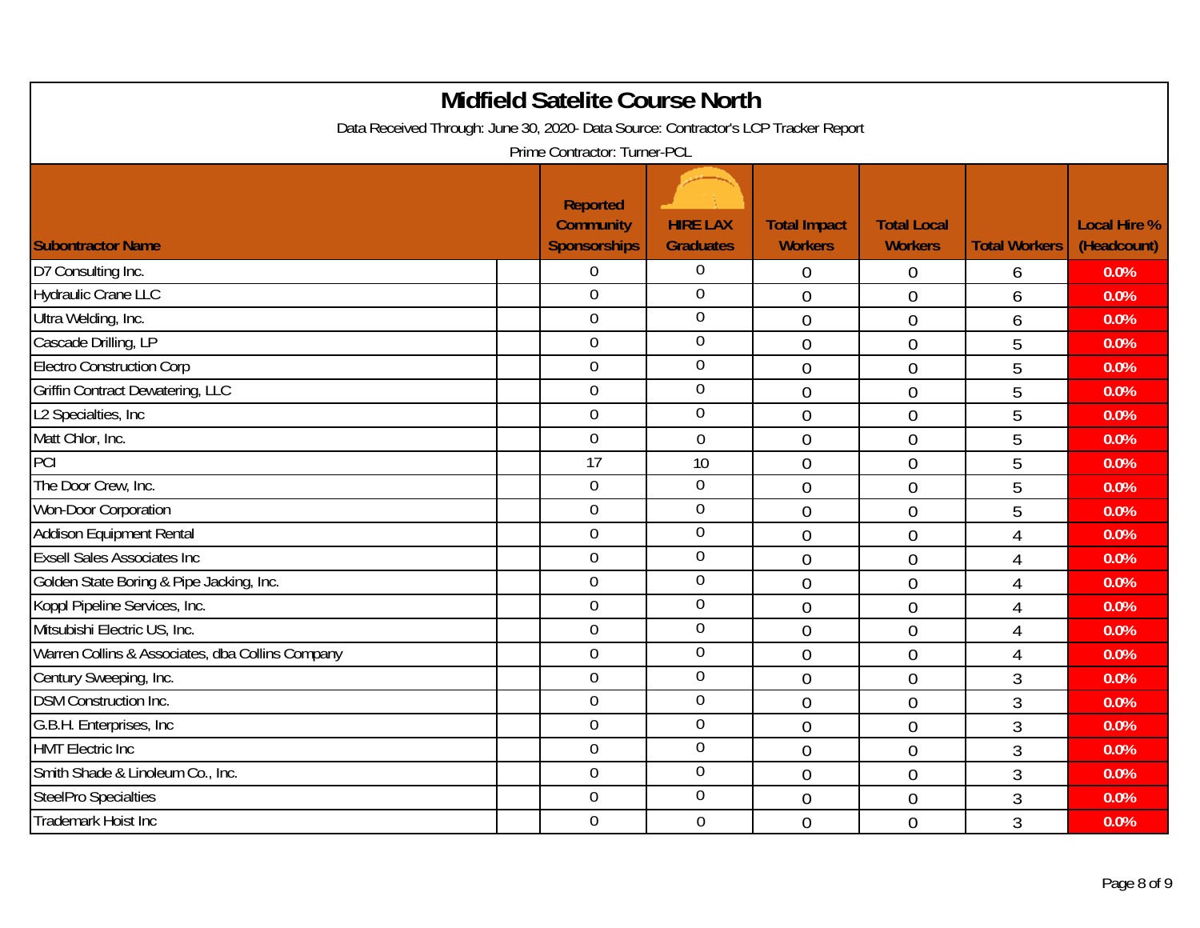# Midfield Satelite Course North

Data Received Through: June 30, 2020- Data Source: Contractor's LCP Tracker Report

Prime Contractor: Turner-PCL

| Subontractor Name | Reported Community Sponsorships | HIRE LAX Graduates | Total Impact Workers | Total Local Workers | Total Workers | Local Hire % (Headcount) |
|---|---|---|---|---|---|---|
| D7 Consulting Inc. | 0 | 0 | 0 | 0 | 6 | 0.0% |
| Hydraulic Crane LLC | 0 | 0 | 0 | 0 | 6 | 0.0% |
| Ultra Welding, Inc. | 0 | 0 | 0 | 0 | 6 | 0.0% |
| Cascade Drilling, LP | 0 | 0 | 0 | 0 | 5 | 0.0% |
| Electro Construction Corp | 0 | 0 | 0 | 0 | 5 | 0.0% |
| Griffin Contract Dewatering, LLC | 0 | 0 | 0 | 0 | 5 | 0.0% |
| L2 Specialties, Inc | 0 | 0 | 0 | 0 | 5 | 0.0% |
| Matt Chlor, Inc. | 0 | 0 | 0 | 0 | 5 | 0.0% |
| PCI | 17 | 10 | 0 | 0 | 5 | 0.0% |
| The Door Crew, Inc. | 0 | 0 | 0 | 0 | 5 | 0.0% |
| Won-Door Corporation | 0 | 0 | 0 | 0 | 5 | 0.0% |
| Addison Equipment Rental | 0 | 0 | 0 | 0 | 4 | 0.0% |
| Exsell Sales Associates Inc | 0 | 0 | 0 | 0 | 4 | 0.0% |
| Golden State Boring & Pipe Jacking, Inc. | 0 | 0 | 0 | 0 | 4 | 0.0% |
| Koppl Pipeline Services, Inc. | 0 | 0 | 0 | 0 | 4 | 0.0% |
| Mitsubishi Electric US, Inc. | 0 | 0 | 0 | 0 | 4 | 0.0% |
| Warren Collins & Associates, dba Collins Company | 0 | 0 | 0 | 0 | 4 | 0.0% |
| Century Sweeping, Inc. | 0 | 0 | 0 | 0 | 3 | 0.0% |
| DSM Construction Inc. | 0 | 0 | 0 | 0 | 3 | 0.0% |
| G.B.H. Enterprises, Inc | 0 | 0 | 0 | 0 | 3 | 0.0% |
| HMT Electric Inc | 0 | 0 | 0 | 0 | 3 | 0.0% |
| Smith Shade & Linoleum Co., Inc. | 0 | 0 | 0 | 0 | 3 | 0.0% |
| SteelPro Specialties | 0 | 0 | 0 | 0 | 3 | 0.0% |
| Trademark Hoist Inc | 0 | 0 | 0 | 0 | 3 | 0.0% |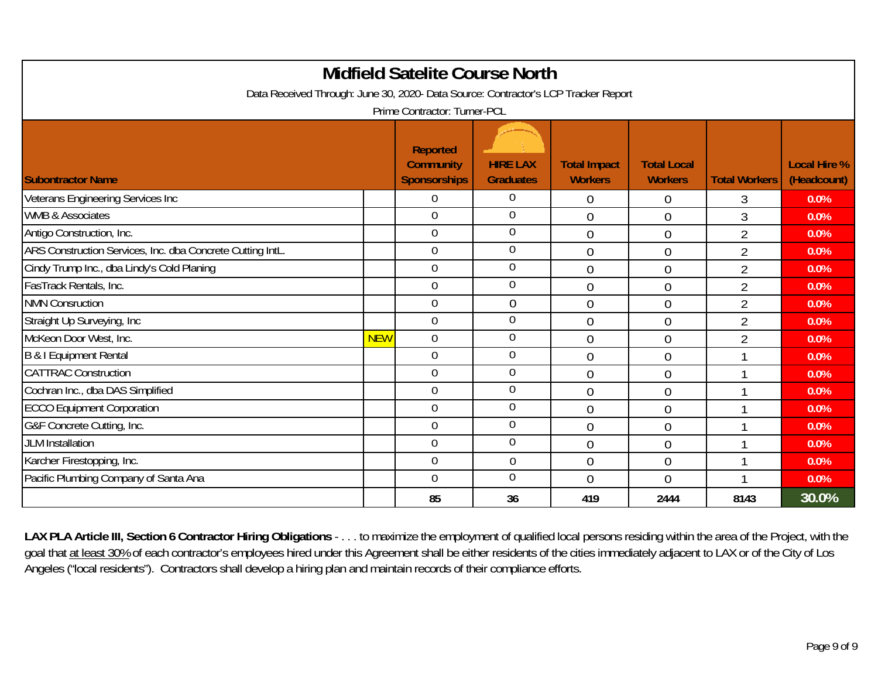# Midfield Satelite Course North

Data Received Through: June 30, 2020- Data Source: Contractor's LCP Tracker Report

Prime Contractor: Turner-PCL

| Subcontractor Name | | Reported Community Sponsorships | HIRE LAX Graduates | Total Impact Workers | Total Local Workers | Total Workers | Local Hire % (Headcount) |
|---|---|---|---|---|---|---|---|
| Veterans Engineering Services Inc | | 0 | 0 | 0 | 0 | 3 | 0.0% |
| WMB & Associates | | 0 | 0 | 0 | 0 | 3 | 0.0% |
| Antigo Construction, Inc. | | 0 | 0 | 0 | 0 | 2 | 0.0% |
| ARS Construction Services, Inc. dba Concrete Cutting IntL. | | 0 | 0 | 0 | 0 | 2 | 0.0% |
| Cindy Trump Inc., dba Lindy's Cold Planing | | 0 | 0 | 0 | 0 | 2 | 0.0% |
| FasTrack Rentals, Inc. | | 0 | 0 | 0 | 0 | 2 | 0.0% |
| NMN Consruction | | 0 | 0 | 0 | 0 | 2 | 0.0% |
| Straight Up Surveying, Inc | | 0 | 0 | 0 | 0 | 2 | 0.0% |
| McKeon Door West, Inc. | NEW | 0 | 0 | 0 | 0 | 2 | 0.0% |
| B & I Equipment Rental | | 0 | 0 | 0 | 0 | 1 | 0.0% |
| CATTRAC Construction | | 0 | 0 | 0 | 0 | 1 | 0.0% |
| Cochran Inc., dba DAS Simplified | | 0 | 0 | 0 | 0 | 1 | 0.0% |
| ECCO Equipment Corporation | | 0 | 0 | 0 | 0 | 1 | 0.0% |
| G&F Concrete Cutting, Inc. | | 0 | 0 | 0 | 0 | 1 | 0.0% |
| JLM Installation | | 0 | 0 | 0 | 0 | 1 | 0.0% |
| Karcher Firestopping, Inc. | | 0 | 0 | 0 | 0 | 1 | 0.0% |
| Pacific Plumbing Company of Santa Ana | | 0 | 0 | 0 | 0 | 1 | 0.0% |
| | | 85 | 36 | 419 | 2444 | 8143 | 30.0% |

**LAX PLA Article III, Section 6 Contractor Hiring Obligations** - . . . to maximize the employment of qualified local persons residing within the area of the Project, with the goal that at least 30% of each contractor's employees hired under this Agreement shall be either residents of the cities immediately adjacent to LAX or of the City of Los Angeles ("local residents"). Contractors shall develop a hiring plan and maintain records of their compliance efforts.